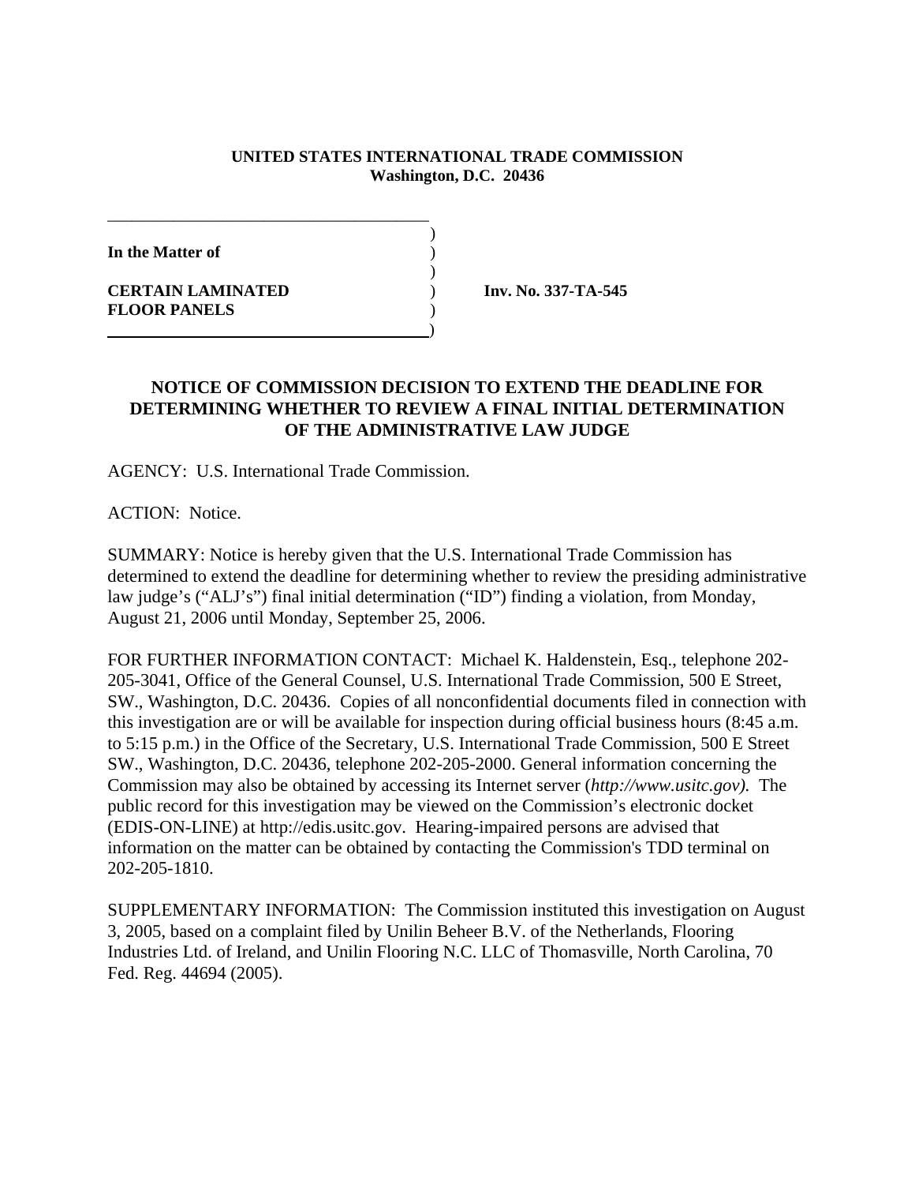**UNITED STATES INTERNATIONAL TRADE COMMISSION**
**Washington, D.C. 20436**

**In the Matter of**

**CERTAIN LAMINATED FLOOR PANELS**

**Inv. No. 337-TA-545**

## NOTICE OF COMMISSION DECISION TO EXTEND THE DEADLINE FOR DETERMINING WHETHER TO REVIEW A FINAL INITIAL DETERMINATION OF THE ADMINISTRATIVE LAW JUDGE

AGENCY: U.S. International Trade Commission.

ACTION: Notice.

SUMMARY: Notice is hereby given that the U.S. International Trade Commission has determined to extend the deadline for determining whether to review the presiding administrative law judge's ("ALJ's") final initial determination ("ID") finding a violation, from Monday, August 21, 2006 until Monday, September 25, 2006.

FOR FURTHER INFORMATION CONTACT: Michael K. Haldenstein, Esq., telephone 202-205-3041, Office of the General Counsel, U.S. International Trade Commission, 500 E Street, SW., Washington, D.C. 20436. Copies of all nonconfidential documents filed in connection with this investigation are or will be available for inspection during official business hours (8:45 a.m. to 5:15 p.m.) in the Office of the Secretary, U.S. International Trade Commission, 500 E Street SW., Washington, D.C. 20436, telephone 202-205-2000. General information concerning the Commission may also be obtained by accessing its Internet server (*http://www.usitc.gov).* The public record for this investigation may be viewed on the Commission's electronic docket (EDIS-ON-LINE) at http://edis.usitc.gov. Hearing-impaired persons are advised that information on the matter can be obtained by contacting the Commission's TDD terminal on 202-205-1810.

SUPPLEMENTARY INFORMATION: The Commission instituted this investigation on August 3, 2005, based on a complaint filed by Unilin Beheer B.V. of the Netherlands, Flooring Industries Ltd. of Ireland, and Unilin Flooring N.C. LLC of Thomasville, North Carolina, 70 Fed. Reg. 44694 (2005).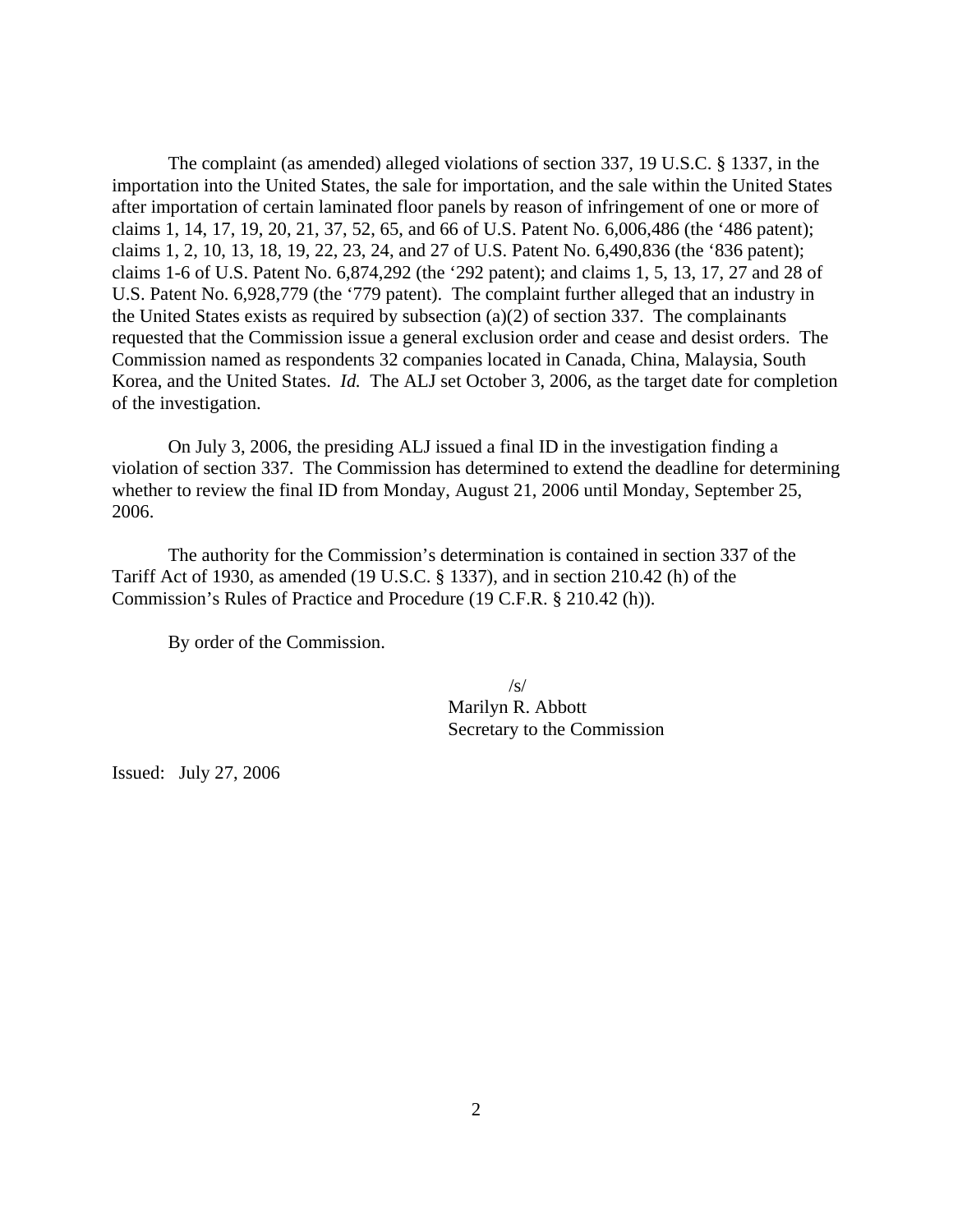The complaint (as amended) alleged violations of section 337, 19 U.S.C. § 1337, in the importation into the United States, the sale for importation, and the sale within the United States after importation of certain laminated floor panels by reason of infringement of one or more of claims 1, 14, 17, 19, 20, 21, 37, 52, 65, and 66 of U.S. Patent No. 6,006,486 (the '486 patent); claims 1, 2, 10, 13, 18, 19, 22, 23, 24, and 27 of U.S. Patent No. 6,490,836 (the '836 patent); claims 1-6 of U.S. Patent No. 6,874,292 (the '292 patent); and claims 1, 5, 13, 17, 27 and 28 of U.S. Patent No. 6,928,779 (the '779 patent). The complaint further alleged that an industry in the United States exists as required by subsection (a)(2) of section 337. The complainants requested that the Commission issue a general exclusion order and cease and desist orders. The Commission named as respondents 32 companies located in Canada, China, Malaysia, South Korea, and the United States. *Id.* The ALJ set October 3, 2006, as the target date for completion of the investigation.

On July 3, 2006, the presiding ALJ issued a final ID in the investigation finding a violation of section 337. The Commission has determined to extend the deadline for determining whether to review the final ID from Monday, August 21, 2006 until Monday, September 25, 2006.

The authority for the Commission's determination is contained in section 337 of the Tariff Act of 1930, as amended (19 U.S.C. § 1337), and in section 210.42 (h) of the Commission's Rules of Practice and Procedure (19 C.F.R. § 210.42 (h)).

By order of the Commission.

/s/
Marilyn R. Abbott
Secretary to the Commission

Issued: July 27, 2006